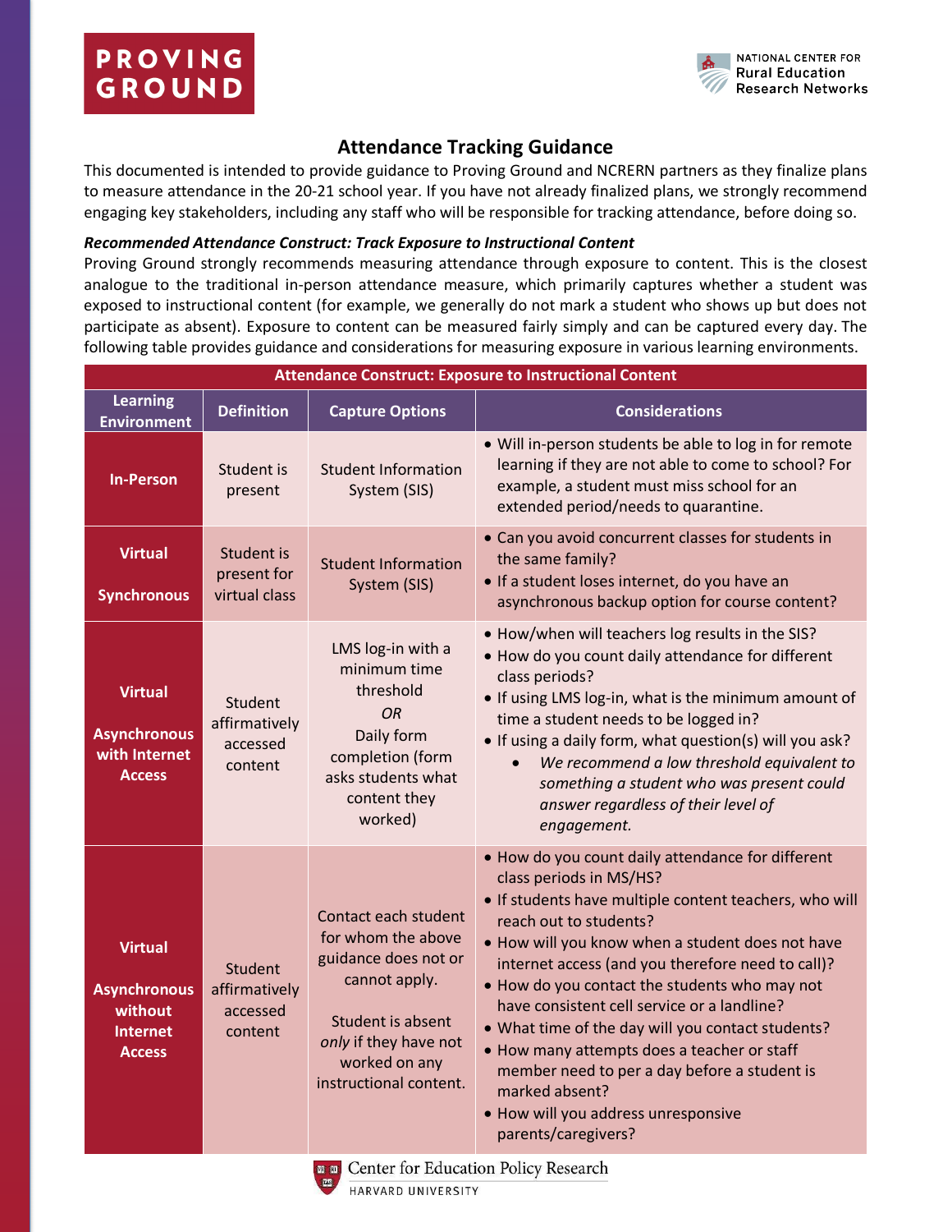**PROVING GROUND**

NATIONAL CENTER FOR Rural Education Research Networks

## Attendance Tracking Guidance

This documented is intended to provide guidance to Proving Ground and NCRERN partners as they finalize plans to measure attendance in the 20-21 school year. If you have not already finalized plans, we strongly recommend engaging key stakeholders, including any staff who will be responsible for tracking attendance, before doing so.

***Recommended Attendance Construct: Track Exposure to Instructional Content***

Proving Ground strongly recommends measuring attendance through exposure to content. This is the closest analogue to the traditional in-person attendance measure, which primarily captures whether a student was exposed to instructional content (for example, we generally do not mark a student who shows up but does not participate as absent). Exposure to content can be measured fairly simply and can be captured every day. The following table provides guidance and considerations for measuring exposure in various learning environments.

| Attendance Construct: Exposure to Instructional Content | | | |
|---|---|---|---|
| **Learning Environment** | **Definition** | **Capture Options** | **Considerations** |
| **In-Person** | Student is present | Student Information System (SIS) | • Will in-person students be able to log in for remote learning if they are not able to come to school? For example, a student must miss school for an extended period/needs to quarantine. |
| **Virtual Synchronous** | Student is present for virtual class | Student Information System (SIS) | • Can you avoid concurrent classes for students in the same family?<br>• If a student loses internet, do you have an asynchronous backup option for course content? |
| **Virtual Asynchronous with Internet Access** | Student affirmatively accessed content | LMS log-in with a minimum time threshold<br>*OR*<br>Daily form completion (form asks students what content they worked) | • How/when will teachers log results in the SIS?<br>• How do you count daily attendance for different class periods?<br>• If using LMS log-in, what is the minimum amount of time a student needs to be logged in?<br>• If using a daily form, what question(s) will you ask?<br>&nbsp;&nbsp;&nbsp;&nbsp;• *We recommend a low threshold equivalent to something a student who was present could answer regardless of their level of engagement.* |
| **Virtual Asynchronous without Internet Access** | Student affirmatively accessed content | Contact each student for whom the above guidance does not or cannot apply.<br><br>Student is absent *only* if they have not worked on any instructional content. | • How do you count daily attendance for different class periods in MS/HS?<br>• If students have multiple content teachers, who will reach out to students?<br>• How will you know when a student does not have internet access (and you therefore need to call)?<br>• How do you contact the students who may not have consistent cell service or a landline?<br>• What time of the day will you contact students?<br>• How many attempts does a teacher or staff member need to per a day before a student is marked absent?<br>• How will you address unresponsive parents/caregivers? |

Center for Education Policy Research
HARVARD UNIVERSITY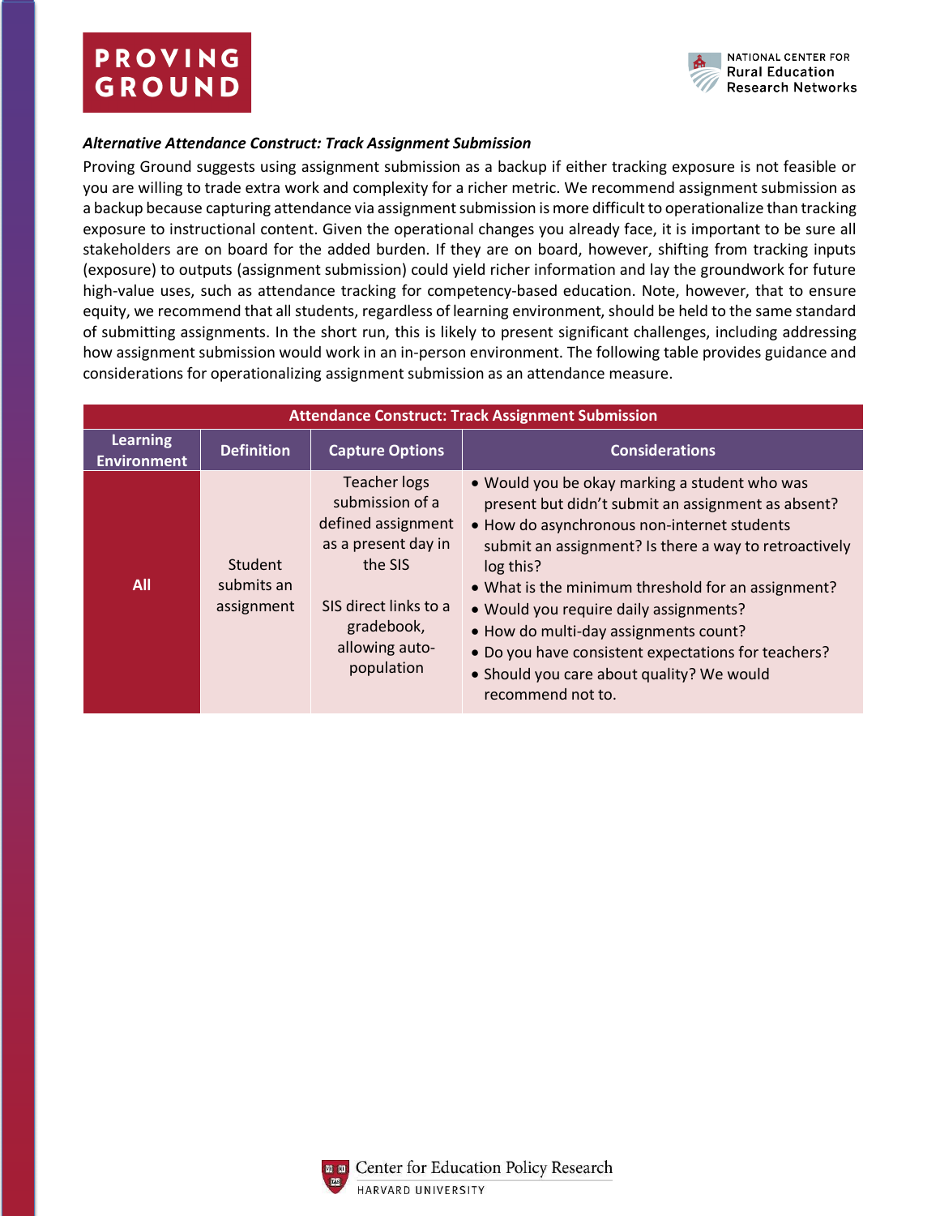***Alternative Attendance Construct: Track Assignment Submission***

Proving Ground suggests using assignment submission as a backup if either tracking exposure is not feasible or you are willing to trade extra work and complexity for a richer metric. We recommend assignment submission as a backup because capturing attendance via assignment submission is more difficult to operationalize than tracking exposure to instructional content. Given the operational changes you already face, it is important to be sure all stakeholders are on board for the added burden. If they are on board, however, shifting from tracking inputs (exposure) to outputs (assignment submission) could yield richer information and lay the groundwork for future high-value uses, such as attendance tracking for competency-based education. Note, however, that to ensure equity, we recommend that all students, regardless of learning environment, should be held to the same standard of submitting assignments. In the short run, this is likely to present significant challenges, including addressing how assignment submission would work in an in-person environment. The following table provides guidance and considerations for operationalizing assignment submission as an attendance measure.

| Attendance Construct: Track Assignment Submission | | | |
|---|---|---|---|
| **Learning Environment** | **Definition** | **Capture Options** | **Considerations** |
| **All** | Student submits an assignment | Teacher logs submission of a defined assignment as a present day in the SIS<br><br>SIS direct links to a gradebook, allowing auto-population | • Would you be okay marking a student who was present but didn't submit an assignment as absent?<br>• How do asynchronous non-internet students submit an assignment? Is there a way to retroactively log this?<br>• What is the minimum threshold for an assignment?<br>• Would you require daily assignments?<br>• How do multi-day assignments count?<br>• Do you have consistent expectations for teachers?<br>• Should you care about quality? We would recommend not to. |